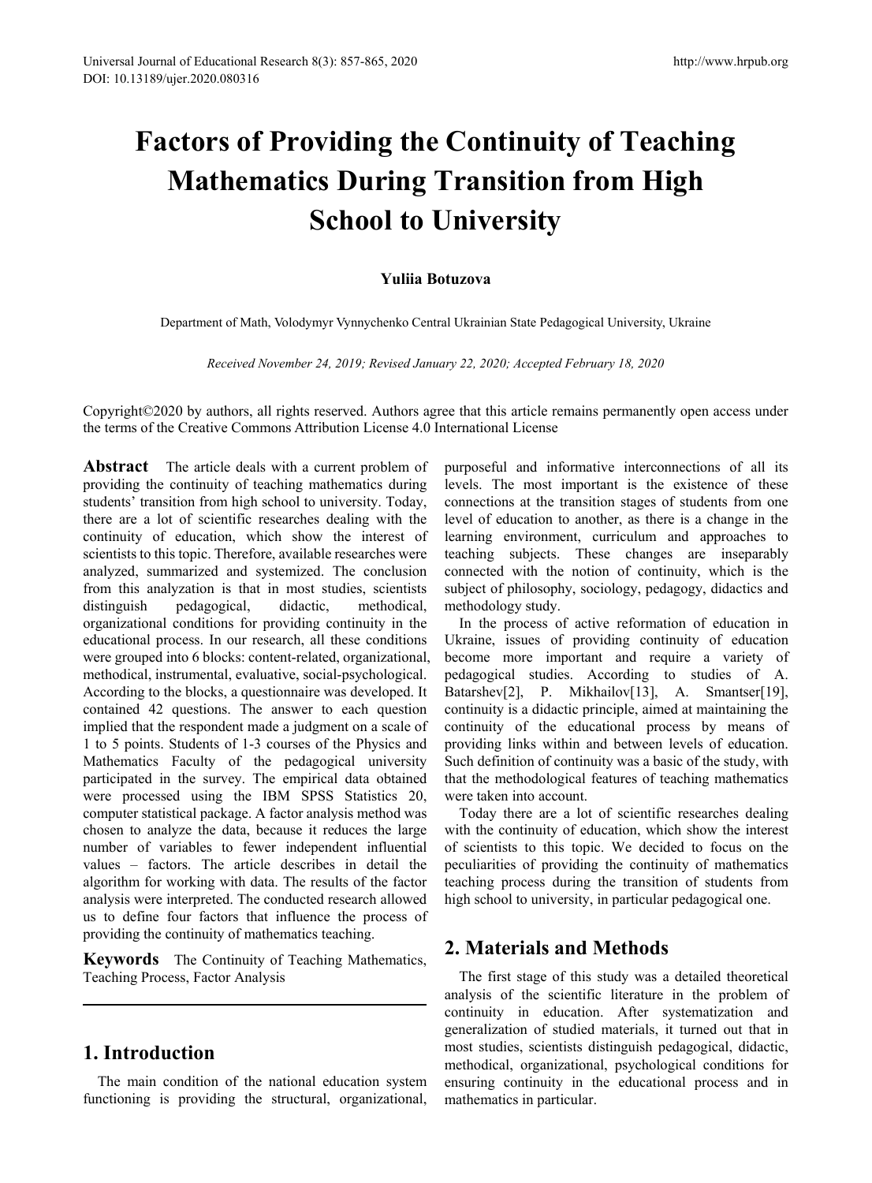# Factors of Providing the Continuity of Teaching Mathematics During Transition from High School to University

**Yuliia Botuzova**

Department of Math, Volodymyr Vynnychenko Central Ukrainian State Pedagogical University, Ukraine

*Received November 24, 2019; Revised January 22, 2020; Accepted February 18, 2020*

Copyright©2020 by authors, all rights reserved. Authors agree that this article remains permanently open access under the terms of the Creative Commons Attribution License 4.0 International License

**Abstract** The article deals with a current problem of providing the continuity of teaching mathematics during students' transition from high school to university. Today, there are a lot of scientific researches dealing with the continuity of education, which show the interest of scientists to this topic. Therefore, available researches were analyzed, summarized and systemized. The conclusion from this analyzation is that in most studies, scientists distinguish pedagogical, didactic, methodical, organizational conditions for providing continuity in the educational process. In our research, all these conditions were grouped into 6 blocks: content-related, organizational, methodical, instrumental, evaluative, social-psychological. According to the blocks, a questionnaire was developed. It contained 42 questions. The answer to each question implied that the respondent made a judgment on a scale of 1 to 5 points. Students of 1-3 courses of the Physics and Mathematics Faculty of the pedagogical university participated in the survey. The empirical data obtained were processed using the IBM SPSS Statistics 20, computer statistical package. A factor analysis method was chosen to analyze the data, because it reduces the large number of variables to fewer independent influential values – factors. The article describes in detail the algorithm for working with data. The results of the factor analysis were interpreted. The conducted research allowed us to define four factors that influence the process of providing the continuity of mathematics teaching.

**Keywords** The Continuity of Teaching Mathematics, Teaching Process, Factor Analysis

## 1. Introduction

The main condition of the national education system functioning is providing the structural, organizational, purposeful and informative interconnections of all its levels. The most important is the existence of these connections at the transition stages of students from one level of education to another, as there is a change in the learning environment, curriculum and approaches to teaching subjects. These changes are inseparably connected with the notion of continuity, which is the subject of philosophy, sociology, pedagogy, didactics and methodology study.

In the process of active reformation of education in Ukraine, issues of providing continuity of education become more important and require a variety of pedagogical studies. According to studies of A. Batarshev[2], P. Mikhailov[13], A. Smantser[19], continuity is a didactic principle, aimed at maintaining the continuity of the educational process by means of providing links within and between levels of education. Such definition of continuity was a basic of the study, with that the methodological features of teaching mathematics were taken into account.

Today there are a lot of scientific researches dealing with the continuity of education, which show the interest of scientists to this topic. We decided to focus on the peculiarities of providing the continuity of mathematics teaching process during the transition of students from high school to university, in particular pedagogical one.

## 2. Materials and Methods

The first stage of this study was a detailed theoretical analysis of the scientific literature in the problem of continuity in education. After systematization and generalization of studied materials, it turned out that in most studies, scientists distinguish pedagogical, didactic, methodical, organizational, psychological conditions for ensuring continuity in the educational process and in mathematics in particular.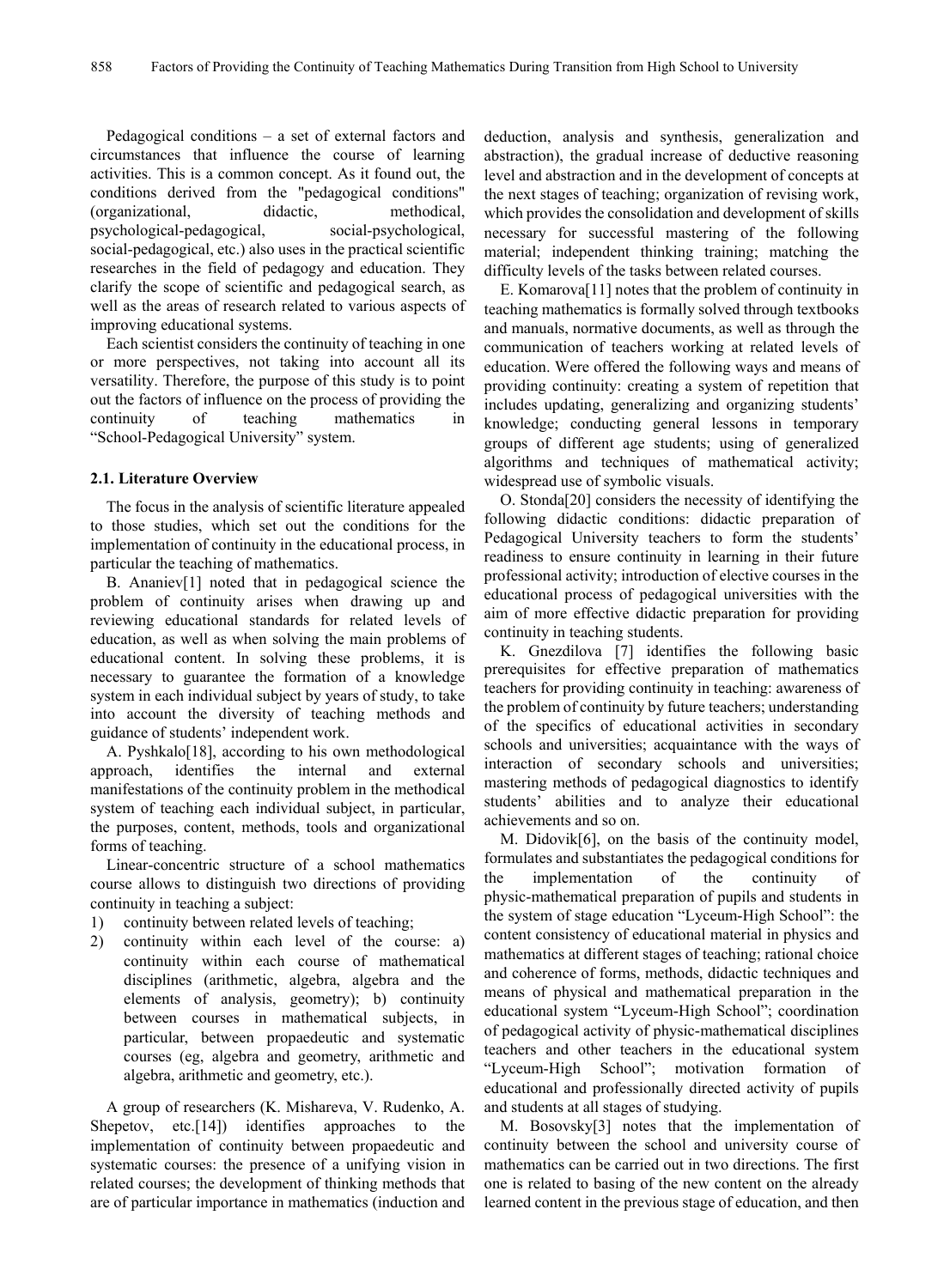Pedagogical conditions – a set of external factors and circumstances that influence the course of learning activities. This is a common concept. As it found out, the conditions derived from the "pedagogical conditions" (organizational, didactic, methodical, psychological-pedagogical, social-psychological, social-pedagogical, etc.) also uses in the practical scientific researches in the field of pedagogy and education. They clarify the scope of scientific and pedagogical search, as well as the areas of research related to various aspects of improving educational systems.

Each scientist considers the continuity of teaching in one or more perspectives, not taking into account all its versatility. Therefore, the purpose of this study is to point out the factors of influence on the process of providing the continuity of teaching mathematics in "School-Pedagogical University" system.

### 2.1. Literature Overview

The focus in the analysis of scientific literature appealed to those studies, which set out the conditions for the implementation of continuity in the educational process, in particular the teaching of mathematics.

B. Ananiev[1] noted that in pedagogical science the problem of continuity arises when drawing up and reviewing educational standards for related levels of education, as well as when solving the main problems of educational content. In solving these problems, it is necessary to guarantee the formation of a knowledge system in each individual subject by years of study, to take into account the diversity of teaching methods and guidance of students' independent work.

A. Pyshkalo[18], according to his own methodological approach, identifies the internal and external manifestations of the continuity problem in the methodical system of teaching each individual subject, in particular, the purposes, content, methods, tools and organizational forms of teaching.

Linear-concentric structure of a school mathematics course allows to distinguish two directions of providing continuity in teaching a subject:

1) continuity between related levels of teaching;
2) continuity within each level of the course: a) continuity within each course of mathematical disciplines (arithmetic, algebra, algebra and the elements of analysis, geometry); b) continuity between courses in mathematical subjects, in particular, between propaedeutic and systematic courses (eg, algebra and geometry, arithmetic and algebra, arithmetic and geometry, etc.).

A group of researchers (K. Mishareva, V. Rudenko, A. Shepetov, etc.[14]) identifies approaches to the implementation of continuity between propaedeutic and systematic courses: the presence of a unifying vision in related courses; the development of thinking methods that are of particular importance in mathematics (induction and deduction, analysis and synthesis, generalization and abstraction), the gradual increase of deductive reasoning level and abstraction and in the development of concepts at the next stages of teaching; organization of revising work, which provides the consolidation and development of skills necessary for successful mastering of the following material; independent thinking training; matching the difficulty levels of the tasks between related courses.

E. Komarova[11] notes that the problem of continuity in teaching mathematics is formally solved through textbooks and manuals, normative documents, as well as through the communication of teachers working at related levels of education. Were offered the following ways and means of providing continuity: creating a system of repetition that includes updating, generalizing and organizing students' knowledge; conducting general lessons in temporary groups of different age students; using of generalized algorithms and techniques of mathematical activity; widespread use of symbolic visuals.

O. Stonda[20] considers the necessity of identifying the following didactic conditions: didactic preparation of Pedagogical University teachers to form the students' readiness to ensure continuity in learning in their future professional activity; introduction of elective courses in the educational process of pedagogical universities with the aim of more effective didactic preparation for providing continuity in teaching students.

K. Gnezdilova [7] identifies the following basic prerequisites for effective preparation of mathematics teachers for providing continuity in teaching: awareness of the problem of continuity by future teachers; understanding of the specifics of educational activities in secondary schools and universities; acquaintance with the ways of interaction of secondary schools and universities; mastering methods of pedagogical diagnostics to identify students' abilities and to analyze their educational achievements and so on.

M. Didovik[6], on the basis of the continuity model, formulates and substantiates the pedagogical conditions for the implementation of the continuity of physic-mathematical preparation of pupils and students in the system of stage education "Lyceum-High School": the content consistency of educational material in physics and mathematics at different stages of teaching; rational choice and coherence of forms, methods, didactic techniques and means of physical and mathematical preparation in the educational system "Lyceum-High School"; coordination of pedagogical activity of physic-mathematical disciplines teachers and other teachers in the educational system "Lyceum-High School"; motivation formation of educational and professionally directed activity of pupils and students at all stages of studying.

M. Bosovsky[3] notes that the implementation of continuity between the school and university course of mathematics can be carried out in two directions. The first one is related to basing of the new content on the already learned content in the previous stage of education, and then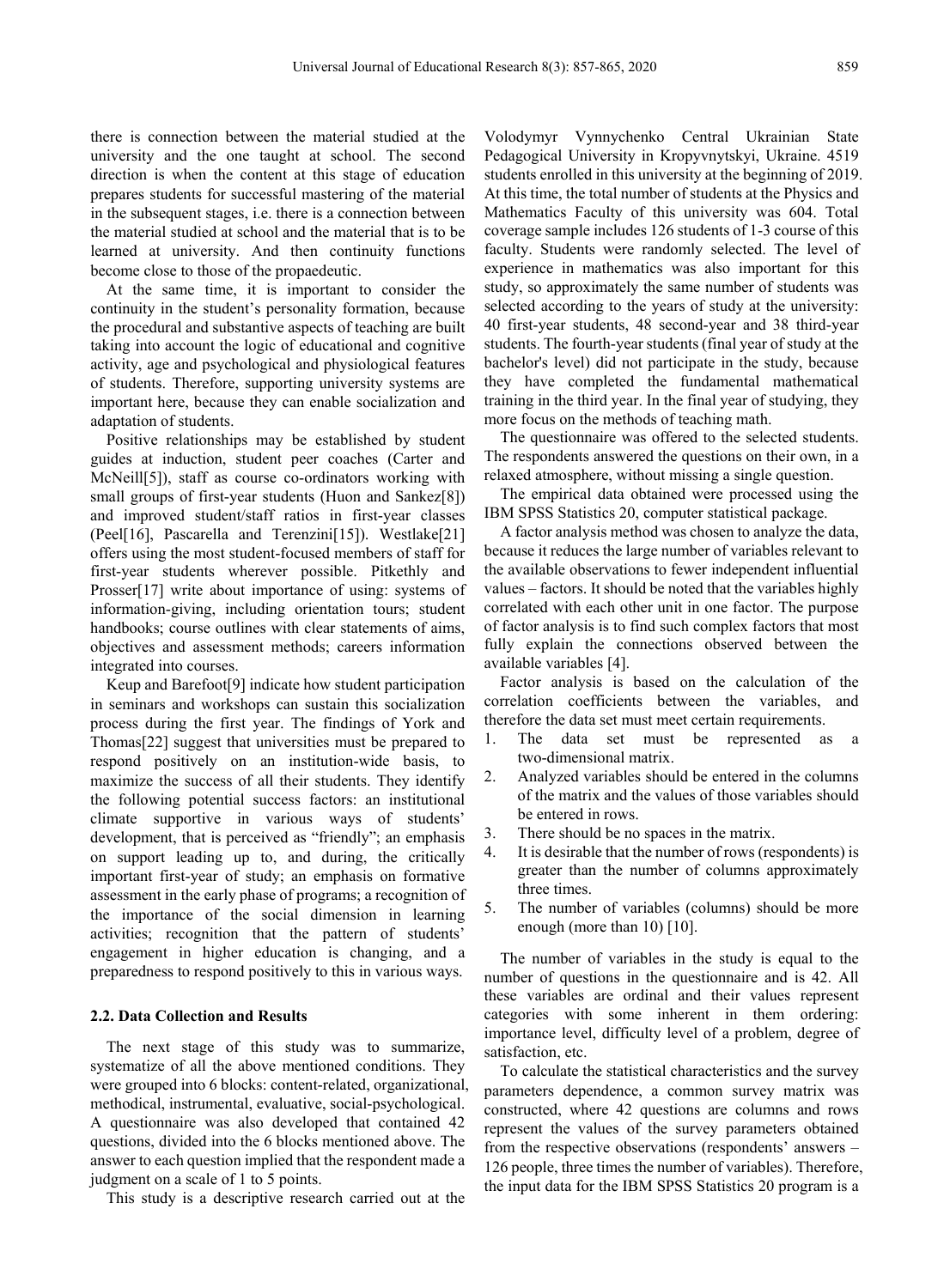there is connection between the material studied at the university and the one taught at school. The second direction is when the content at this stage of education prepares students for successful mastering of the material in the subsequent stages, i.e. there is a connection between the material studied at school and the material that is to be learned at university. And then continuity functions become close to those of the propaedeutic.

At the same time, it is important to consider the continuity in the student's personality formation, because the procedural and substantive aspects of teaching are built taking into account the logic of educational and cognitive activity, age and psychological and physiological features of students. Therefore, supporting university systems are important here, because they can enable socialization and adaptation of students.

Positive relationships may be established by student guides at induction, student peer coaches (Carter and McNeill[5]), staff as course co-ordinators working with small groups of first-year students (Huon and Sankez[8]) and improved student/staff ratios in first-year classes (Peel[16], Pascarella and Terenzini[15]). Westlake[21] offers using the most student-focused members of staff for first-year students wherever possible. Pitkethly and Prosser[17] write about importance of using: systems of information-giving, including orientation tours; student handbooks; course outlines with clear statements of aims, objectives and assessment methods; careers information integrated into courses.

Keup and Barefoot[9] indicate how student participation in seminars and workshops can sustain this socialization process during the first year. The findings of York and Thomas[22] suggest that universities must be prepared to respond positively on an institution-wide basis, to maximize the success of all their students. They identify the following potential success factors: an institutional climate supportive in various ways of students' development, that is perceived as "friendly"; an emphasis on support leading up to, and during, the critically important first-year of study; an emphasis on formative assessment in the early phase of programs; a recognition of the importance of the social dimension in learning activities; recognition that the pattern of students' engagement in higher education is changing, and a preparedness to respond positively to this in various ways.

### 2.2. Data Collection and Results

The next stage of this study was to summarize, systematize of all the above mentioned conditions. They were grouped into 6 blocks: content-related, organizational, methodical, instrumental, evaluative, social-psychological. A questionnaire was also developed that contained 42 questions, divided into the 6 blocks mentioned above. The answer to each question implied that the respondent made a judgment on a scale of 1 to 5 points.

This study is a descriptive research carried out at the Volodymyr Vynnychenko Central Ukrainian State Pedagogical University in Kropyvnytskyi, Ukraine. 4519 students enrolled in this university at the beginning of 2019. At this time, the total number of students at the Physics and Mathematics Faculty of this university was 604. Total coverage sample includes 126 students of 1-3 course of this faculty. Students were randomly selected. The level of experience in mathematics was also important for this study, so approximately the same number of students was selected according to the years of study at the university: 40 first-year students, 48 second-year and 38 third-year students. The fourth-year students (final year of study at the bachelor's level) did not participate in the study, because they have completed the fundamental mathematical training in the third year. In the final year of studying, they more focus on the methods of teaching math.

The questionnaire was offered to the selected students. The respondents answered the questions on their own, in a relaxed atmosphere, without missing a single question.

The empirical data obtained were processed using the IBM SPSS Statistics 20, computer statistical package.

A factor analysis method was chosen to analyze the data, because it reduces the large number of variables relevant to the available observations to fewer independent influential values – factors. It should be noted that the variables highly correlated with each other unit in one factor. The purpose of factor analysis is to find such complex factors that most fully explain the connections observed between the available variables [4].

Factor analysis is based on the calculation of the correlation coefficients between the variables, and therefore the data set must meet certain requirements.

1. The data set must be represented as a two-dimensional matrix.
2. Analyzed variables should be entered in the columns of the matrix and the values of those variables should be entered in rows.
3. There should be no spaces in the matrix.
4. It is desirable that the number of rows (respondents) is greater than the number of columns approximately three times.
5. The number of variables (columns) should be more enough (more than 10) [10].

The number of variables in the study is equal to the number of questions in the questionnaire and is 42. All these variables are ordinal and their values represent categories with some inherent in them ordering: importance level, difficulty level of a problem, degree of satisfaction, etc.

To calculate the statistical characteristics and the survey parameters dependence, a common survey matrix was constructed, where 42 questions are columns and rows represent the values of the survey parameters obtained from the respective observations (respondents' answers – 126 people, three times the number of variables). Therefore, the input data for the IBM SPSS Statistics 20 program is a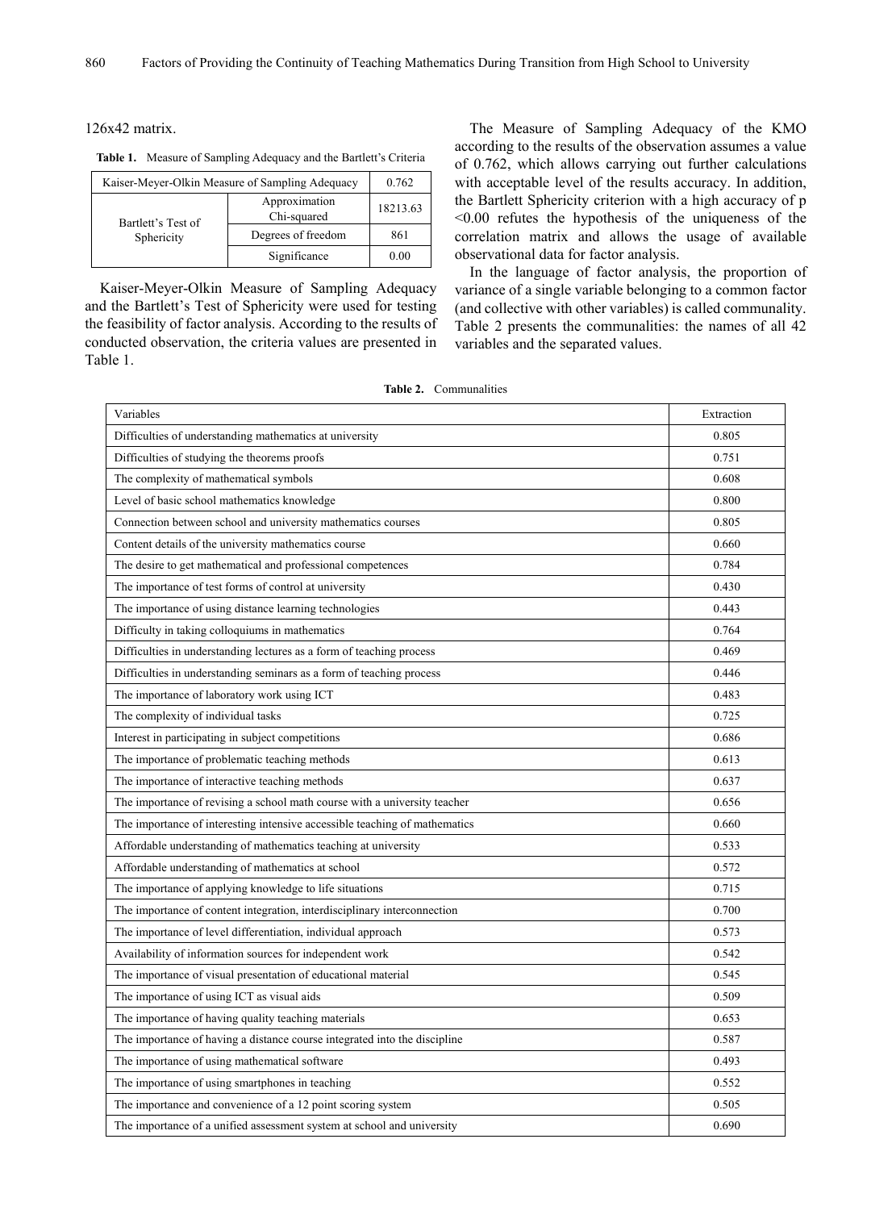126x42 matrix.

**Table 1.** Measure of Sampling Adequacy and the Bartlett's Criteria

| Kaiser-Meyer-Olkin Measure of Sampling Adequacy | | 0.762 |
|---|---|---|
| Bartlett's Test of Sphericity | Approximation Chi-squared | 18213.63 |
| | Degrees of freedom | 861 |
| | Significance | 0.00 |

Kaiser-Meyer-Olkin Measure of Sampling Adequacy and the Bartlett's Test of Sphericity were used for testing the feasibility of factor analysis. According to the results of conducted observation, the criteria values are presented in Table 1.

The Measure of Sampling Adequacy of the KMO according to the results of the observation assumes a value of 0.762, which allows carrying out further calculations with acceptable level of the results accuracy. In addition, the Bartlett Sphericity criterion with a high accuracy of $p < 0.00$ refutes the hypothesis of the uniqueness of the correlation matrix and allows the usage of available observational data for factor analysis.

In the language of factor analysis, the proportion of variance of a single variable belonging to a common factor (and collective with other variables) is called communality. Table 2 presents the communalities: the names of all 42 variables and the separated values.

**Table 2.** Communalities

| Variables | Extraction |
|---|---|
| Difficulties of understanding mathematics at university | 0.805 |
| Difficulties of studying the theorems proofs | 0.751 |
| The complexity of mathematical symbols | 0.608 |
| Level of basic school mathematics knowledge | 0.800 |
| Connection between school and university mathematics courses | 0.805 |
| Content details of the university mathematics course | 0.660 |
| The desire to get mathematical and professional competences | 0.784 |
| The importance of test forms of control at university | 0.430 |
| The importance of using distance learning technologies | 0.443 |
| Difficulty in taking colloquiums in mathematics | 0.764 |
| Difficulties in understanding lectures as a form of teaching process | 0.469 |
| Difficulties in understanding seminars as a form of teaching process | 0.446 |
| The importance of laboratory work using ICT | 0.483 |
| The complexity of individual tasks | 0.725 |
| Interest in participating in subject competitions | 0.686 |
| The importance of problematic teaching methods | 0.613 |
| The importance of interactive teaching methods | 0.637 |
| The importance of revising a school math course with a university teacher | 0.656 |
| The importance of interesting intensive accessible teaching of mathematics | 0.660 |
| Affordable understanding of mathematics teaching at university | 0.533 |
| Affordable understanding of mathematics at school | 0.572 |
| The importance of applying knowledge to life situations | 0.715 |
| The importance of content integration, interdisciplinary interconnection | 0.700 |
| The importance of level differentiation, individual approach | 0.573 |
| Availability of information sources for independent work | 0.542 |
| The importance of visual presentation of educational material | 0.545 |
| The importance of using ICT as visual aids | 0.509 |
| The importance of having quality teaching materials | 0.653 |
| The importance of having a distance course integrated into the discipline | 0.587 |
| The importance of using mathematical software | 0.493 |
| The importance of using smartphones in teaching | 0.552 |
| The importance and convenience of a 12 point scoring system | 0.505 |
| The importance of a unified assessment system at school and university | 0.690 |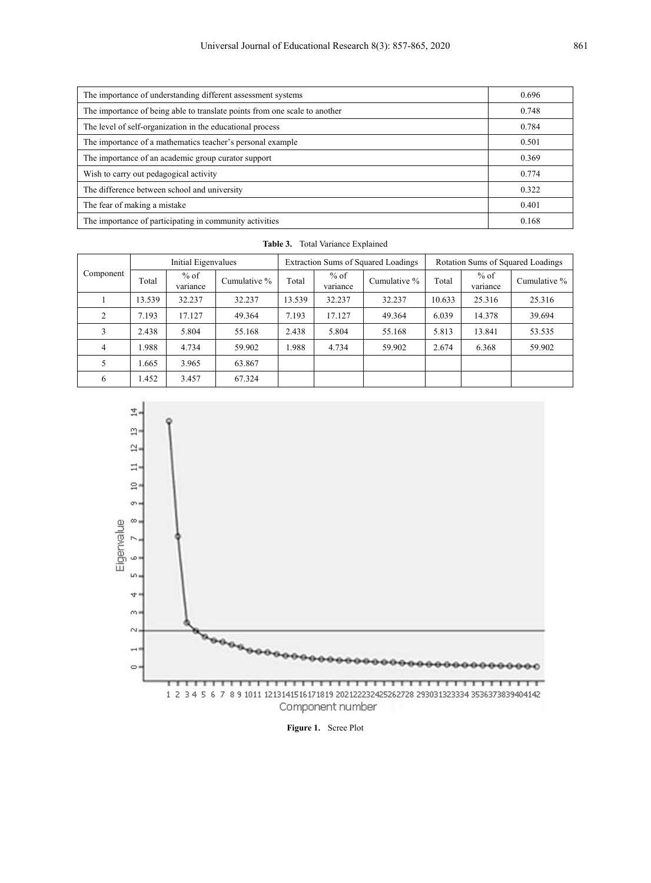| | |
|---|---|
| The importance of understanding different assessment systems | 0.696 |
| The importance of being able to translate points from one scale to another | 0.748 |
| The level of self-organization in the educational process | 0.784 |
| The importance of a mathematics teacher's personal example | 0.501 |
| The importance of an academic group curator support | 0.369 |
| Wish to carry out pedagogical activity | 0.774 |
| The difference between school and university | 0.322 |
| The fear of making a mistake | 0.401 |
| The importance of participating in community activities | 0.168 |

**Table 3.** Total Variance Explained

| Component | Initial Eigenvalues | | | Extraction Sums of Squared Loadings | | | Rotation Sums of Squared Loadings | | |
|---|---|---|---|---|---|---|---|---|---|
| | Total | % of variance | Cumulative % | Total | % of variance | Cumulative % | Total | % of variance | Cumulative % |
| 1 | 13.539 | 32.237 | 32.237 | 13.539 | 32.237 | 32.237 | 10.633 | 25.316 | 25.316 |
| 2 | 7.193 | 17.127 | 49.364 | 7.193 | 17.127 | 49.364 | 6.039 | 14.378 | 39.694 |
| 3 | 2.438 | 5.804 | 55.168 | 2.438 | 5.804 | 55.168 | 5.813 | 13.841 | 53.535 |
| 4 | 1.988 | 4.734 | 59.902 | 1.988 | 4.734 | 59.902 | 2.674 | 6.368 | 59.902 |
| 5 | 1.665 | 3.965 | 63.867 | | | | | | |
| 6 | 1.452 | 3.457 | 67.324 | | | | | | |

**Figure 1.** Scree Plot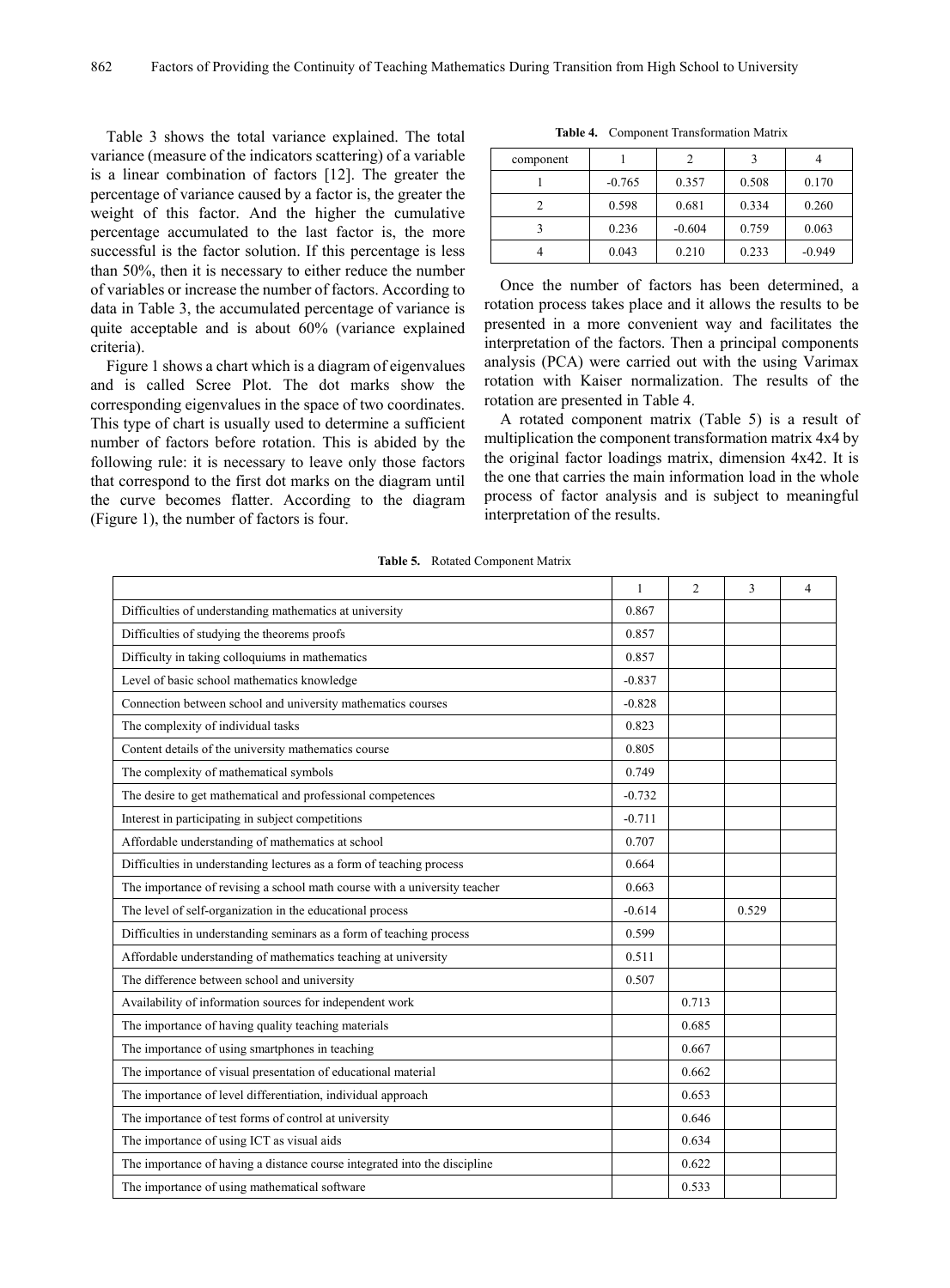Table 3 shows the total variance explained. The total variance (measure of the indicators scattering) of a variable is a linear combination of factors [12]. The greater the percentage of variance caused by a factor is, the greater the weight of this factor. And the higher the cumulative percentage accumulated to the last factor is, the more successful is the factor solution. If this percentage is less than 50%, then it is necessary to either reduce the number of variables or increase the number of factors. According to data in Table 3, the accumulated percentage of variance is quite acceptable and is about 60% (variance explained criteria).

Figure 1 shows a chart which is a diagram of eigenvalues and is called Scree Plot. The dot marks show the corresponding eigenvalues in the space of two coordinates. This type of chart is usually used to determine a sufficient number of factors before rotation. This is abided by the following rule: it is necessary to leave only those factors that correspond to the first dot marks on the diagram until the curve becomes flatter. According to the diagram (Figure 1), the number of factors is four.

**Table 4.** Component Transformation Matrix

| component | 1 | 2 | 3 | 4 |
|---|---|---|---|---|
| 1 | -0.765 | 0.357 | 0.508 | 0.170 |
| 2 | 0.598 | 0.681 | 0.334 | 0.260 |
| 3 | 0.236 | -0.604 | 0.759 | 0.063 |
| 4 | 0.043 | 0.210 | 0.233 | -0.949 |

Once the number of factors has been determined, a rotation process takes place and it allows the results to be presented in a more convenient way and facilitates the interpretation of the factors. Then a principal components analysis (PCA) were carried out with the using Varimax rotation with Kaiser normalization. The results of the rotation are presented in Table 4.

A rotated component matrix (Table 5) is a result of multiplication the component transformation matrix 4x4 by the original factor loadings matrix, dimension 4x42. It is the one that carries the main information load in the whole process of factor analysis and is subject to meaningful interpretation of the results.

**Table 5.** Rotated Component Matrix

| | 1 | 2 | 3 | 4 |
|---|---|---|---|---|
| Difficulties of understanding mathematics at university | 0.867 | | | |
| Difficulties of studying the theorems proofs | 0.857 | | | |
| Difficulty in taking colloquiums in mathematics | 0.857 | | | |
| Level of basic school mathematics knowledge | -0.837 | | | |
| Connection between school and university mathematics courses | -0.828 | | | |
| The complexity of individual tasks | 0.823 | | | |
| Content details of the university mathematics course | 0.805 | | | |
| The complexity of mathematical symbols | 0.749 | | | |
| The desire to get mathematical and professional competences | -0.732 | | | |
| Interest in participating in subject competitions | -0.711 | | | |
| Affordable understanding of mathematics at school | 0.707 | | | |
| Difficulties in understanding lectures as a form of teaching process | 0.664 | | | |
| The importance of revising a school math course with a university teacher | 0.663 | | | |
| The level of self-organization in the educational process | -0.614 | | 0.529 | |
| Difficulties in understanding seminars as a form of teaching process | 0.599 | | | |
| Affordable understanding of mathematics teaching at university | 0.511 | | | |
| The difference between school and university | 0.507 | | | |
| Availability of information sources for independent work | | 0.713 | | |
| The importance of having quality teaching materials | | 0.685 | | |
| The importance of using smartphones in teaching | | 0.667 | | |
| The importance of visual presentation of educational material | | 0.662 | | |
| The importance of level differentiation, individual approach | | 0.653 | | |
| The importance of test forms of control at university | | 0.646 | | |
| The importance of using ICT as visual aids | | 0.634 | | |
| The importance of having a distance course integrated into the discipline | | 0.622 | | |
| The importance of using mathematical software | | 0.533 | | |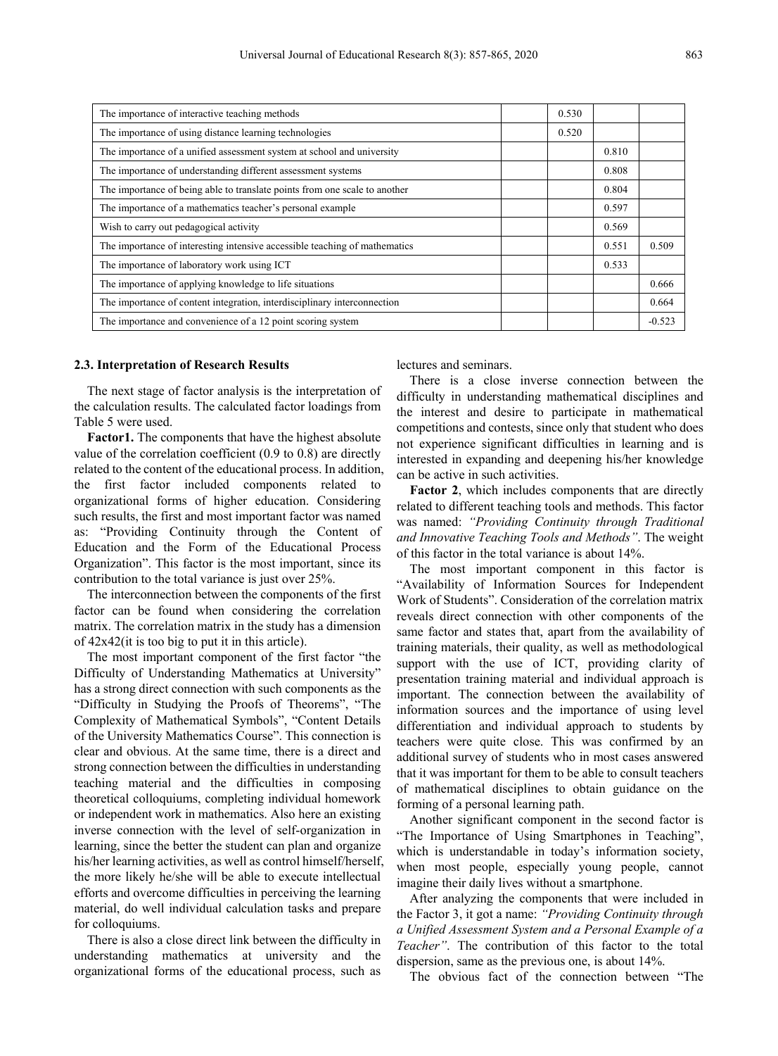| | | | | |
|---|---|---|---|---|
| The importance of interactive teaching methods | | 0.530 | | |
| The importance of using distance learning technologies | | 0.520 | | |
| The importance of a unified assessment system at school and university | | | 0.810 | |
| The importance of understanding different assessment systems | | | 0.808 | |
| The importance of being able to translate points from one scale to another | | | 0.804 | |
| The importance of a mathematics teacher's personal example | | | 0.597 | |
| Wish to carry out pedagogical activity | | | 0.569 | |
| The importance of interesting intensive accessible teaching of mathematics | | | 0.551 | 0.509 |
| The importance of laboratory work using ICT | | | 0.533 | |
| The importance of applying knowledge to life situations | | | | 0.666 |
| The importance of content integration, interdisciplinary interconnection | | | | 0.664 |
| The importance and convenience of a 12 point scoring system | | | | -0.523 |

### 2.3. Interpretation of Research Results

The next stage of factor analysis is the interpretation of the calculation results. The calculated factor loadings from Table 5 were used.

**Factor1.** The components that have the highest absolute value of the correlation coefficient (0.9 to 0.8) are directly related to the content of the educational process. In addition, the first factor included components related to organizational forms of higher education. Considering such results, the first and most important factor was named as: "Providing Continuity through the Content of Education and the Form of the Educational Process Organization". This factor is the most important, since its contribution to the total variance is just over 25%.

The interconnection between the components of the first factor can be found when considering the correlation matrix. The correlation matrix in the study has a dimension of 42x42(it is too big to put it in this article).

The most important component of the first factor "the Difficulty of Understanding Mathematics at University" has a strong direct connection with such components as the "Difficulty in Studying the Proofs of Theorems", "The Complexity of Mathematical Symbols", "Content Details of the University Mathematics Course". This connection is clear and obvious. At the same time, there is a direct and strong connection between the difficulties in understanding teaching material and the difficulties in composing theoretical colloquiums, completing individual homework or independent work in mathematics. Also here an existing inverse connection with the level of self-organization in learning, since the better the student can plan and organize his/her learning activities, as well as control himself/herself, the more likely he/she will be able to execute intellectual efforts and overcome difficulties in perceiving the learning material, do well individual calculation tasks and prepare for colloquiums.

There is also a close direct link between the difficulty in understanding mathematics at university and the organizational forms of the educational process, such as lectures and seminars.

There is a close inverse connection between the difficulty in understanding mathematical disciplines and the interest and desire to participate in mathematical competitions and contests, since only that student who does not experience significant difficulties in learning and is interested in expanding and deepening his/her knowledge can be active in such activities.

**Factor 2**, which includes components that are directly related to different teaching tools and methods. This factor was named: *"Providing Continuity through Traditional and Innovative Teaching Tools and Methods"*. The weight of this factor in the total variance is about 14%.

The most important component in this factor is "Availability of Information Sources for Independent Work of Students". Consideration of the correlation matrix reveals direct connection with other components of the same factor and states that, apart from the availability of training materials, their quality, as well as methodological support with the use of ICT, providing clarity of presentation training material and individual approach is important. The connection between the availability of information sources and the importance of using level differentiation and individual approach to students by teachers were quite close. This was confirmed by an additional survey of students who in most cases answered that it was important for them to be able to consult teachers of mathematical disciplines to obtain guidance on the forming of a personal learning path.

Another significant component in the second factor is "The Importance of Using Smartphones in Teaching", which is understandable in today's information society, when most people, especially young people, cannot imagine their daily lives without a smartphone.

After analyzing the components that were included in the Factor 3, it got a name: *"Providing Continuity through a Unified Assessment System and a Personal Example of a Teacher"*. The contribution of this factor to the total dispersion, same as the previous one, is about 14%.

The obvious fact of the connection between "The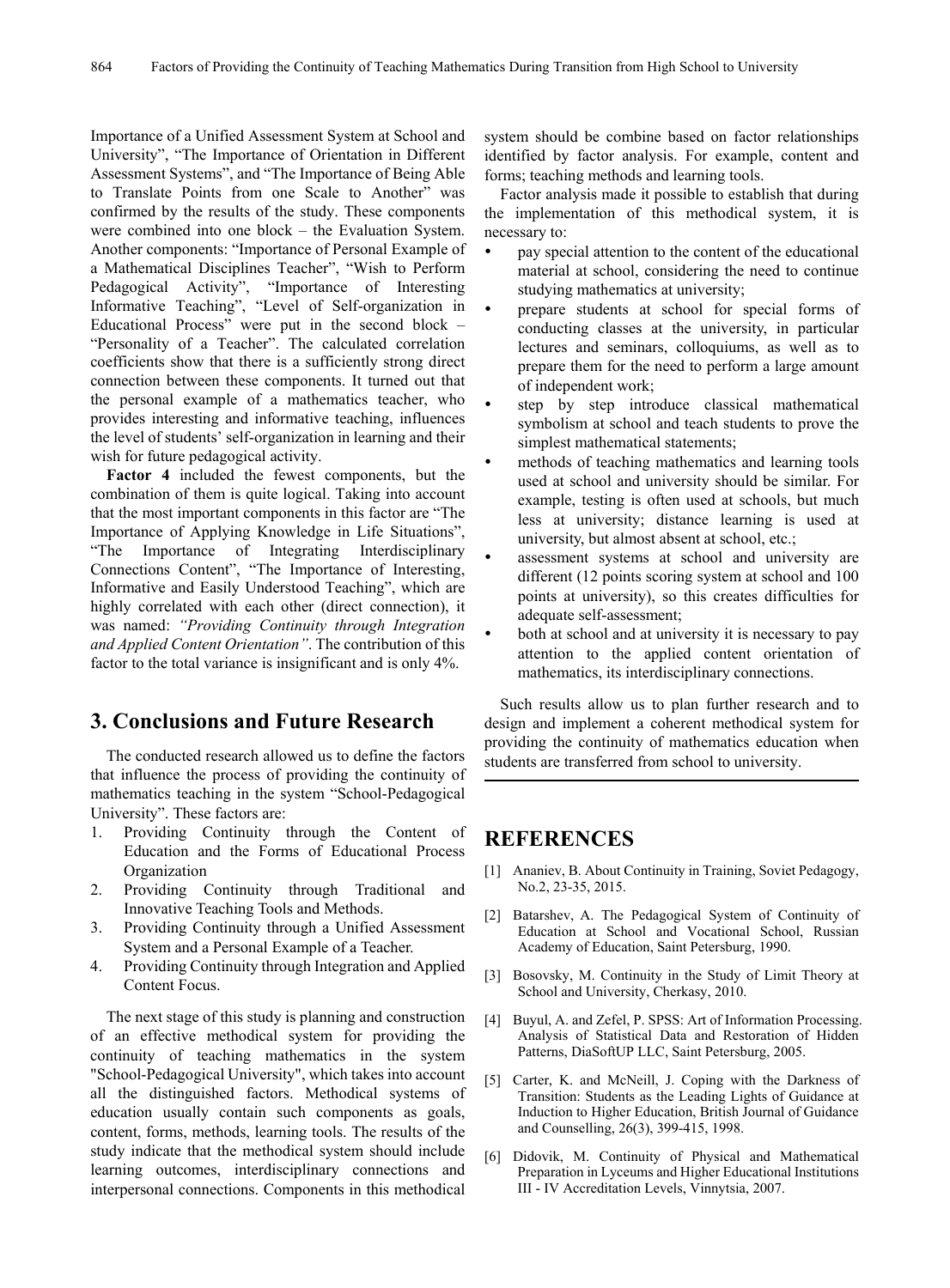Importance of a Unified Assessment System at School and University", "The Importance of Orientation in Different Assessment Systems", and "The Importance of Being Able to Translate Points from one Scale to Another" was confirmed by the results of the study. These components were combined into one block – the Evaluation System. Another components: "Importance of Personal Example of a Mathematical Disciplines Teacher", "Wish to Perform Pedagogical Activity", "Importance of Interesting Informative Teaching", "Level of Self-organization in Educational Process" were put in the second block – "Personality of a Teacher". The calculated correlation coefficients show that there is a sufficiently strong direct connection between these components. It turned out that the personal example of a mathematics teacher, who provides interesting and informative teaching, influences the level of students' self-organization in learning and their wish for future pedagogical activity.

**Factor 4** included the fewest components, but the combination of them is quite logical. Taking into account that the most important components in this factor are "The Importance of Applying Knowledge in Life Situations", "The Importance of Integrating Interdisciplinary Connections Content", "The Importance of Interesting, Informative and Easily Understood Teaching", which are highly correlated with each other (direct connection), it was named: *"Providing Continuity through Integration and Applied Content Orientation"*. The contribution of this factor to the total variance is insignificant and is only 4%.

## 3. Conclusions and Future Research

The conducted research allowed us to define the factors that influence the process of providing the continuity of mathematics teaching in the system "School-Pedagogical University". These factors are:

1. Providing Continuity through the Content of Education and the Forms of Educational Process Organization
2. Providing Continuity through Traditional and Innovative Teaching Tools and Methods.
3. Providing Continuity through a Unified Assessment System and a Personal Example of a Teacher.
4. Providing Continuity through Integration and Applied Content Focus.

The next stage of this study is planning and construction of an effective methodical system for providing the continuity of teaching mathematics in the system "School-Pedagogical University", which takes into account all the distinguished factors. Methodical systems of education usually contain such components as goals, content, forms, methods, learning tools. The results of the study indicate that the methodical system should include learning outcomes, interdisciplinary connections and interpersonal connections. Components in this methodical system should be combine based on factor relationships identified by factor analysis. For example, content and forms; teaching methods and learning tools.

Factor analysis made it possible to establish that during the implementation of this methodical system, it is necessary to:

- pay special attention to the content of the educational material at school, considering the need to continue studying mathematics at university;
- prepare students at school for special forms of conducting classes at the university, in particular lectures and seminars, colloquiums, as well as to prepare them for the need to perform a large amount of independent work;
- step by step introduce classical mathematical symbolism at school and teach students to prove the simplest mathematical statements;
- methods of teaching mathematics and learning tools used at school and university should be similar. For example, testing is often used at schools, but much less at university; distance learning is used at university, but almost absent at school, etc.;
- assessment systems at school and university are different (12 points scoring system at school and 100 points at university), so this creates difficulties for adequate self-assessment;
- both at school and at university it is necessary to pay attention to the applied content orientation of mathematics, its interdisciplinary connections.

Such results allow us to plan further research and to design and implement a coherent methodical system for providing the continuity of mathematics education when students are transferred from school to university.

## REFERENCES

[1] Ananiev, B. About Continuity in Training, Soviet Pedagogy, No.2, 23-35, 2015.

[2] Batarshev, A. The Pedagogical System of Continuity of Education at School and Vocational School, Russian Academy of Education, Saint Petersburg, 1990.

[3] Bosovsky, M. Continuity in the Study of Limit Theory at School and University, Cherkasy, 2010.

[4] Buyul, A. and Zefel, P. SPSS: Art of Information Processing. Analysis of Statistical Data and Restoration of Hidden Patterns, DiaSoftUP LLC, Saint Petersburg, 2005.

[5] Carter, K. and McNeill, J. Coping with the Darkness of Transition: Students as the Leading Lights of Guidance at Induction to Higher Education, British Journal of Guidance and Counselling, 26(3), 399-415, 1998.

[6] Didovik, M. Continuity of Physical and Mathematical Preparation in Lyceums and Higher Educational Institutions III - IV Accreditation Levels, Vinnytsia, 2007.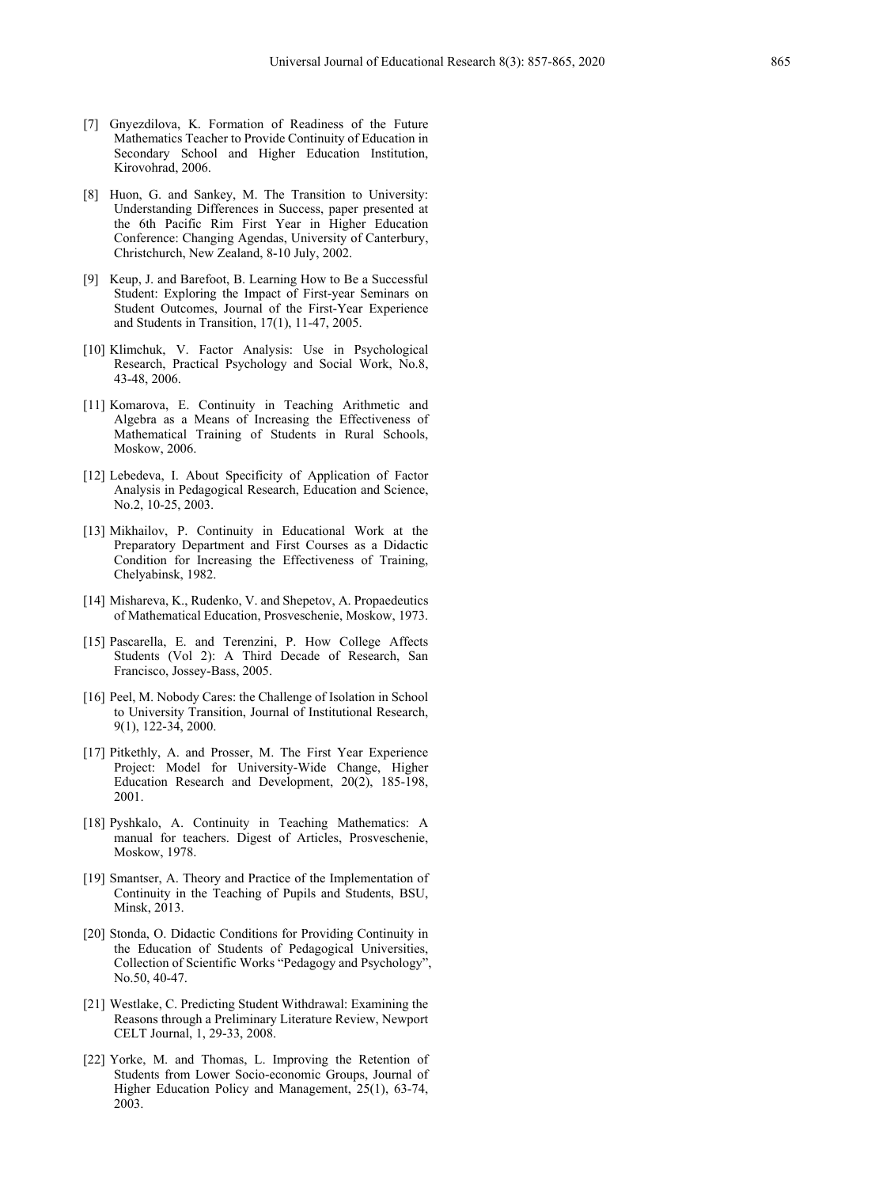[7] Gnyezdilova, K. Formation of Readiness of the Future Mathematics Teacher to Provide Continuity of Education in Secondary School and Higher Education Institution, Kirovohrad, 2006.

[8] Huon, G. and Sankey, M. The Transition to University: Understanding Differences in Success, paper presented at the 6th Pacific Rim First Year in Higher Education Conference: Changing Agendas, University of Canterbury, Christchurch, New Zealand, 8-10 July, 2002.

[9] Keup, J. and Barefoot, B. Learning How to Be a Successful Student: Exploring the Impact of First-year Seminars on Student Outcomes, Journal of the First-Year Experience and Students in Transition, 17(1), 11-47, 2005.

[10] Klimchuk, V. Factor Analysis: Use in Psychological Research, Practical Psychology and Social Work, No.8, 43-48, 2006.

[11] Komarova, E. Continuity in Teaching Arithmetic and Algebra as a Means of Increasing the Effectiveness of Mathematical Training of Students in Rural Schools, Moskow, 2006.

[12] Lebedeva, I. About Specificity of Application of Factor Analysis in Pedagogical Research, Education and Science, No.2, 10-25, 2003.

[13] Mikhailov, P. Continuity in Educational Work at the Preparatory Department and First Courses as a Didactic Condition for Increasing the Effectiveness of Training, Chelyabinsk, 1982.

[14] Mishareva, K., Rudenko, V. and Shepetov, A. Propaedeutics of Mathematical Education, Prosveschenie, Moskow, 1973.

[15] Pascarella, E. and Terenzini, P. How College Affects Students (Vol 2): A Third Decade of Research, San Francisco, Jossey-Bass, 2005.

[16] Peel, M. Nobody Cares: the Challenge of Isolation in School to University Transition, Journal of Institutional Research, 9(1), 122-34, 2000.

[17] Pitkethly, A. and Prosser, M. The First Year Experience Project: Model for University-Wide Change, Higher Education Research and Development, 20(2), 185-198, 2001.

[18] Pyshkalo, A. Continuity in Teaching Mathematics: A manual for teachers. Digest of Articles, Prosveschenie, Moskow, 1978.

[19] Smantser, A. Theory and Practice of the Implementation of Continuity in the Teaching of Pupils and Students, BSU, Minsk, 2013.

[20] Stonda, O. Didactic Conditions for Providing Continuity in the Education of Students of Pedagogical Universities, Collection of Scientific Works "Pedagogy and Psychology", No.50, 40-47.

[21] Westlake, C. Predicting Student Withdrawal: Examining the Reasons through a Preliminary Literature Review, Newport CELT Journal, 1, 29-33, 2008.

[22] Yorke, M. and Thomas, L. Improving the Retention of Students from Lower Socio-economic Groups, Journal of Higher Education Policy and Management, 25(1), 63-74, 2003.